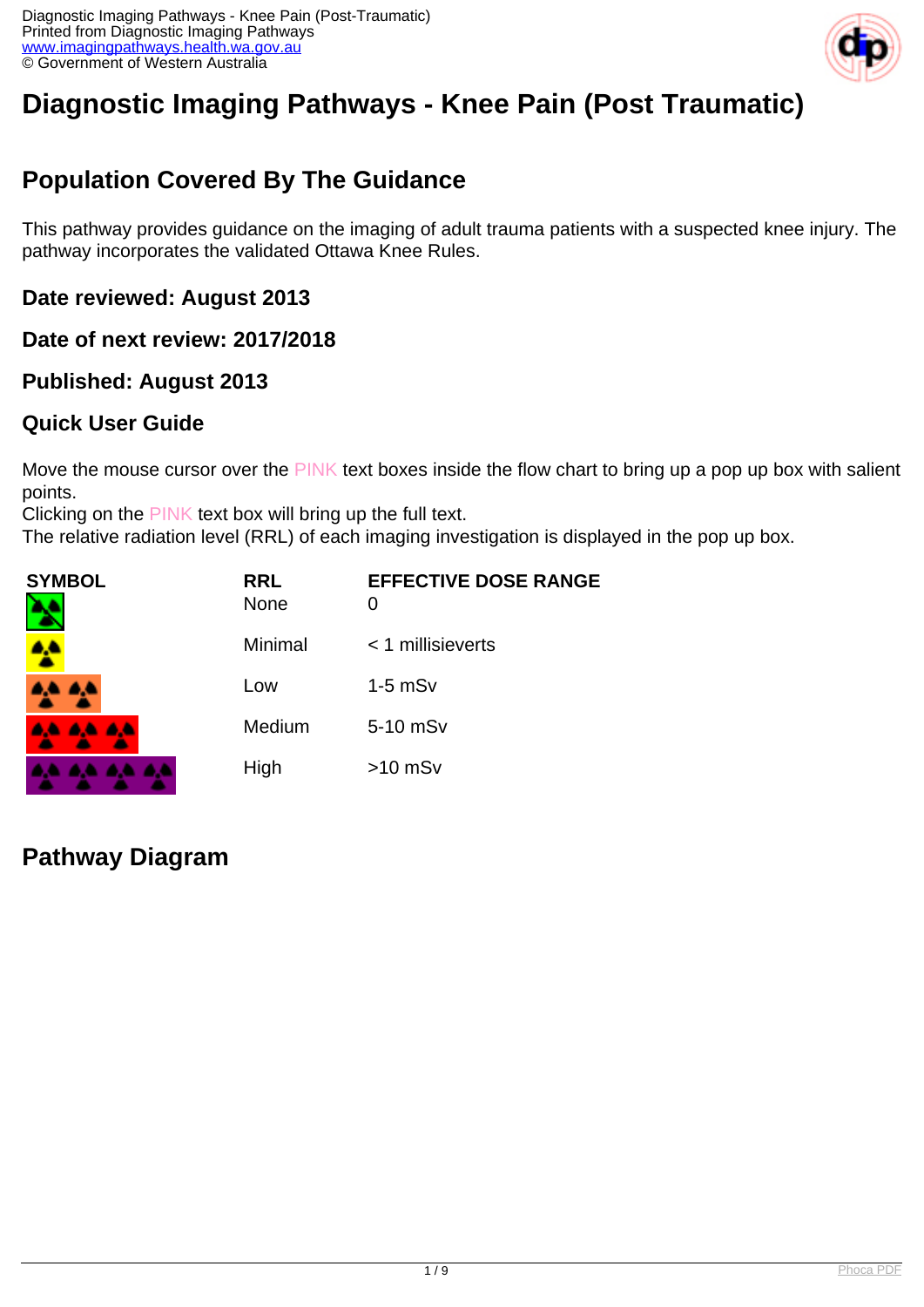# Diagnostic Imaging Pathways - Knee Pain (Post Traumatic)

## Population Covered By The Guidance

This pathway provides guidance on the imaging of adult trauma patients with a suspected knee injury. The pathway incorporates the validated Ottawa Knee Rules.

### Date reviewed: August 2013

### Date of next review: 2017/2018

### Published: August 2013

### Quick User Guide

Move the mouse cursor over the PINK text boxes inside the flow chart to bring up a pop up box with salient points.
Clicking on the PINK text box will bring up the full text.
The relative radiation level (RRL) of each imaging investigation is displayed in the pop up box.

| SYMBOL | RRL | EFFECTIVE DOSE RANGE |
| --- | --- | --- |
| | None | 0 |
| | Minimal | < 1 millisieverts |
| | Low | 1-5 mSv |
| | Medium | 5-10 mSv |
| | High | >10 mSv |

## Pathway Diagram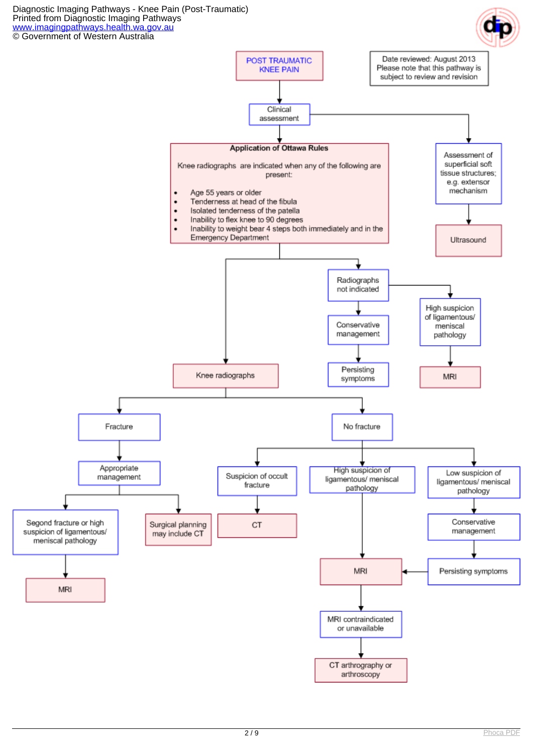Diagnostic Imaging Pathways - Knee Pain (Post-Traumatic)
Printed from Diagnostic Imaging Pathways
www.imagingpathways.health.wa.gov.au
© Government of Western Australia

**POST TRAUMATIC KNEE PAIN**

Date reviewed: August 2013
Please note that this pathway is subject to review and revision

Clinical assessment

**Application of Ottawa Rules**

Knee radiographs are indicated when any of the following are present:

- Age 55 years or older
- Tenderness at head of the fibula
- Isolated tenderness of the patella
- Inability to flex knee to 90 degrees
- Inability to weight bear 4 steps both immediately and in the Emergency Department

Assessment of superficial soft tissue structures; e.g. extensor mechanism

Ultrasound

Radiographs not indicated

Conservative management

Persisting symptoms

High suspicion of ligamentous/ meniscal pathology

MRI

Knee radiographs

Fracture

Appropriate management

Segond fracture or high suspicion of ligamentous/ meniscal pathology

MRI

Surgical planning may include CT

No fracture

Suspicion of occult fracture

CT

High suspicion of ligamentous/ meniscal pathology

MRI

MRI contraindicated or unavailable

CT arthrography or arthroscopy

Low suspicion of ligamentous/ meniscal pathology

Conservative management

Persisting symptoms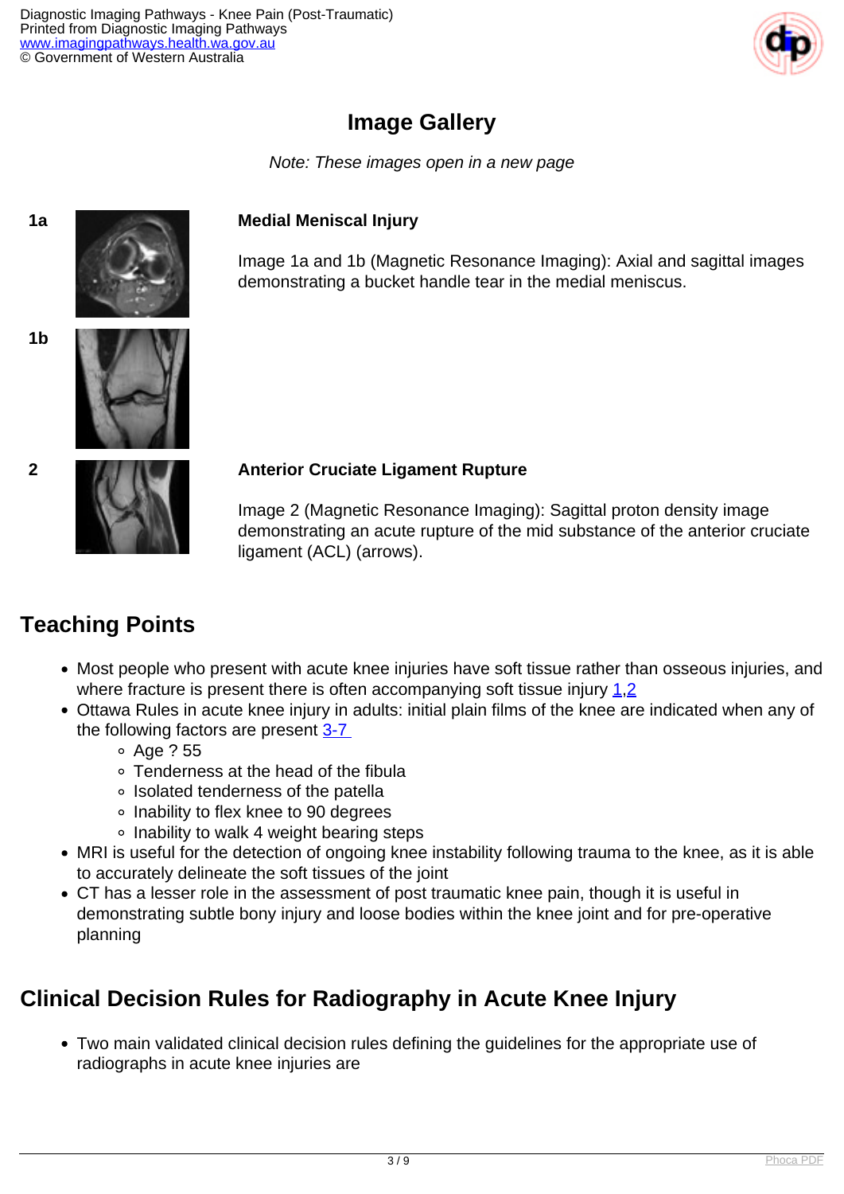## Image Gallery

*Note: These images open in a new page*

1a

1b

**Medial Meniscal Injury**

Image 1a and 1b (Magnetic Resonance Imaging): Axial and sagittal images demonstrating a bucket handle tear in the medial meniscus.

2

**Anterior Cruciate Ligament Rupture**

Image 2 (Magnetic Resonance Imaging): Sagittal proton density image demonstrating an acute rupture of the mid substance of the anterior cruciate ligament (ACL) (arrows).

## Teaching Points

- Most people who present with acute knee injuries have soft tissue rather than osseous injuries, and where fracture is present there is often accompanying soft tissue injury 1,2
- Ottawa Rules in acute knee injury in adults: initial plain films of the knee are indicated when any of the following factors are present 3-7
  - Age ? 55
  - Tenderness at the head of the fibula
  - Isolated tenderness of the patella
  - Inability to flex knee to 90 degrees
  - Inability to walk 4 weight bearing steps
- MRI is useful for the detection of ongoing knee instability following trauma to the knee, as it is able to accurately delineate the soft tissues of the joint
- CT has a lesser role in the assessment of post traumatic knee pain, though it is useful in demonstrating subtle bony injury and loose bodies within the knee joint and for pre-operative planning

## Clinical Decision Rules for Radiography in Acute Knee Injury

- Two main validated clinical decision rules defining the guidelines for the appropriate use of radiographs in acute knee injuries are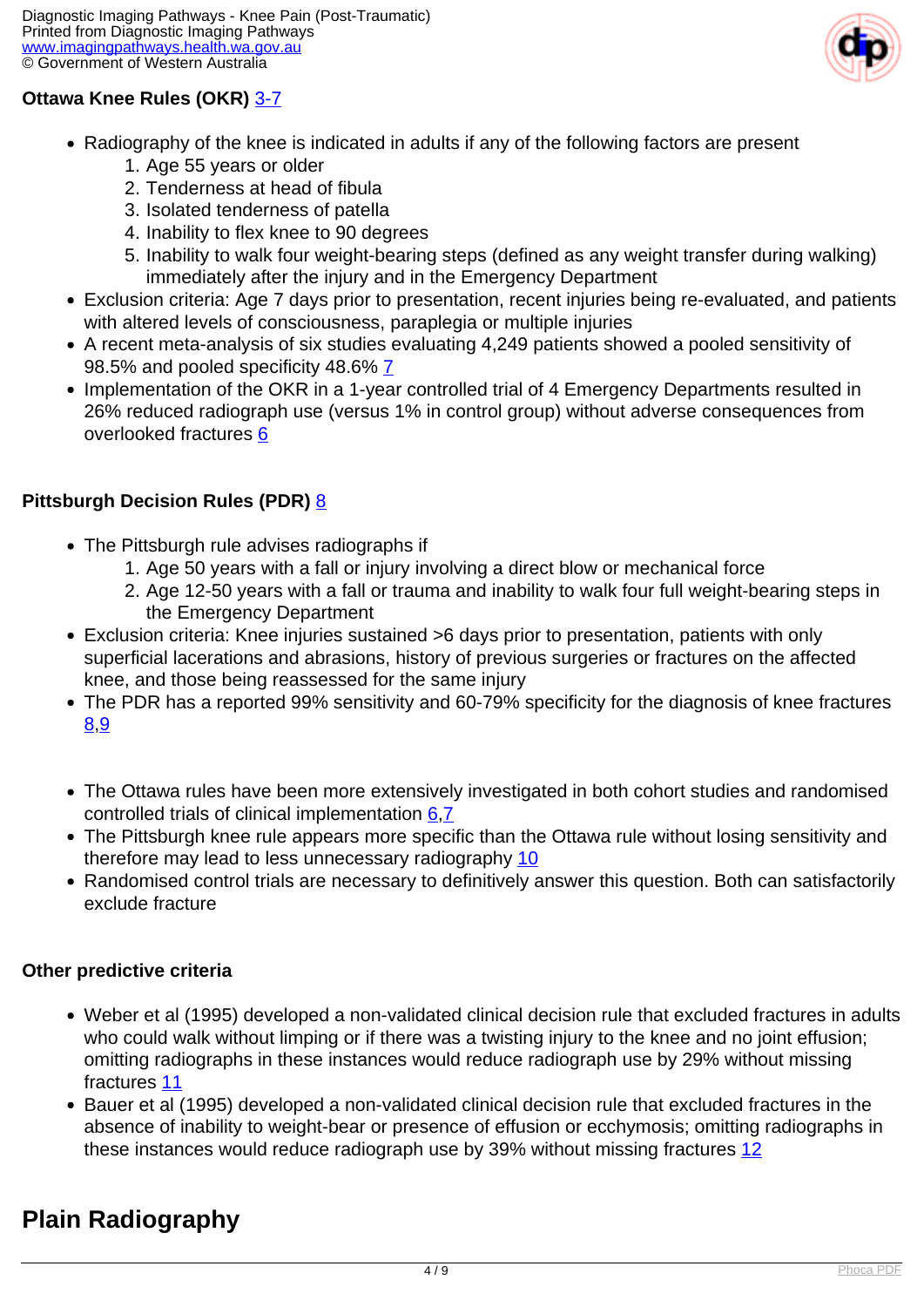**Ottawa Knee Rules (OKR)** 3-7

- Radiography of the knee is indicated in adults if any of the following factors are present
  1. Age 55 years or older
  2. Tenderness at head of fibula
  3. Isolated tenderness of patella
  4. Inability to flex knee to 90 degrees
  5. Inability to walk four weight-bearing steps (defined as any weight transfer during walking) immediately after the injury and in the Emergency Department
- Exclusion criteria: Age 7 days prior to presentation, recent injuries being re-evaluated, and patients with altered levels of consciousness, paraplegia or multiple injuries
- A recent meta-analysis of six studies evaluating 4,249 patients showed a pooled sensitivity of 98.5% and pooled specificity 48.6% 7
- Implementation of the OKR in a 1-year controlled trial of 4 Emergency Departments resulted in 26% reduced radiograph use (versus 1% in control group) without adverse consequences from overlooked fractures 6

**Pittsburgh Decision Rules (PDR)** 8

- The Pittsburgh rule advises radiographs if
  1. Age 50 years with a fall or injury involving a direct blow or mechanical force
  2. Age 12-50 years with a fall or trauma and inability to walk four full weight-bearing steps in the Emergency Department
- Exclusion criteria: Knee injuries sustained >6 days prior to presentation, patients with only superficial lacerations and abrasions, history of previous surgeries or fractures on the affected knee, and those being reassessed for the same injury
- The PDR has a reported 99% sensitivity and 60-79% specificity for the diagnosis of knee fractures 8,9

- The Ottawa rules have been more extensively investigated in both cohort studies and randomised controlled trials of clinical implementation 6,7
- The Pittsburgh knee rule appears more specific than the Ottawa rule without losing sensitivity and therefore may lead to less unnecessary radiography 10
- Randomised control trials are necessary to definitively answer this question. Both can satisfactorily exclude fracture

**Other predictive criteria**

- Weber et al (1995) developed a non-validated clinical decision rule that excluded fractures in adults who could walk without limping or if there was a twisting injury to the knee and no joint effusion; omitting radiographs in these instances would reduce radiograph use by 29% without missing fractures 11
- Bauer et al (1995) developed a non-validated clinical decision rule that excluded fractures in the absence of inability to weight-bear or presence of effusion or ecchymosis; omitting radiographs in these instances would reduce radiograph use by 39% without missing fractures 12

## Plain Radiography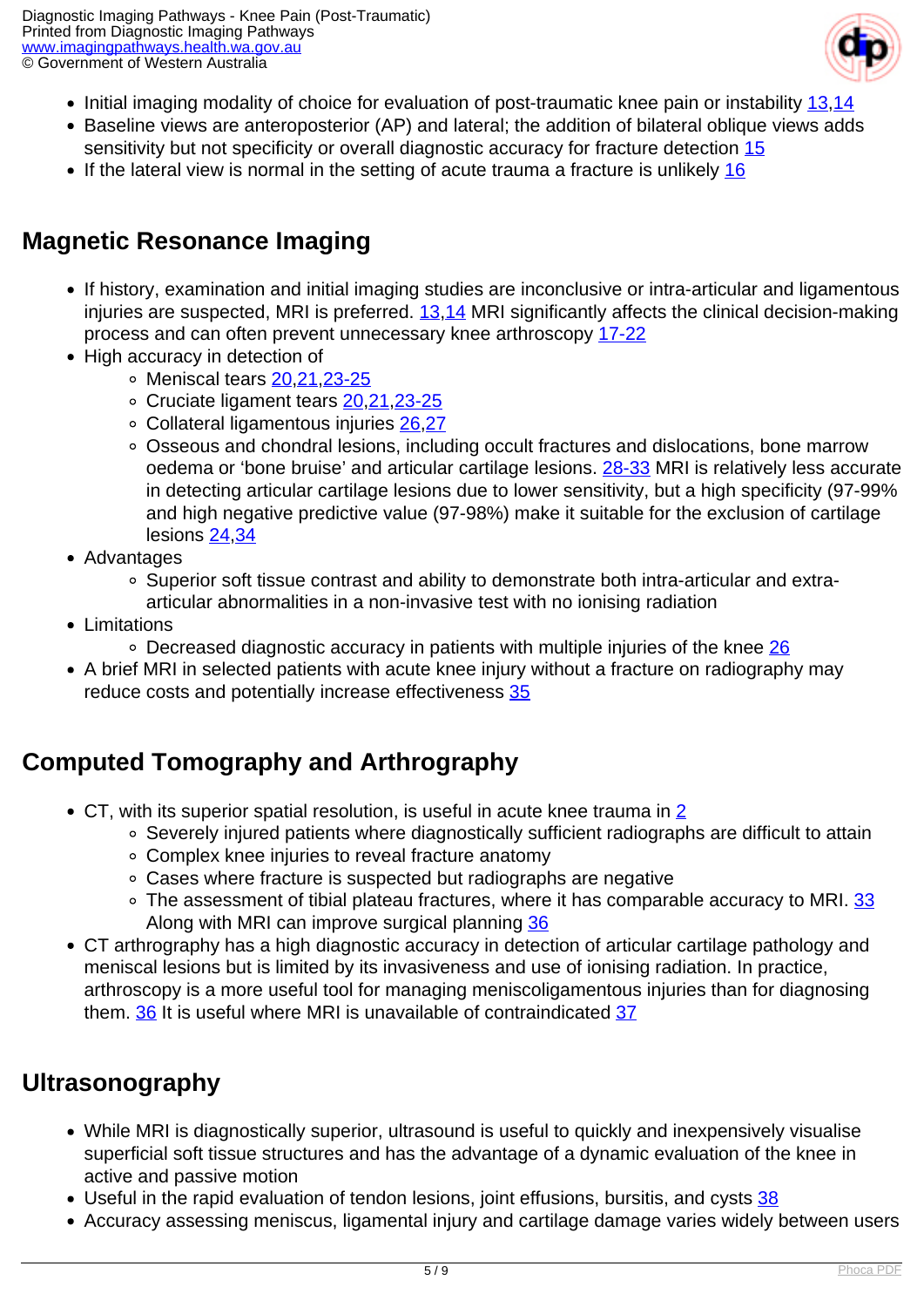- Initial imaging modality of choice for evaluation of post-traumatic knee pain or instability 13,14
- Baseline views are anteroposterior (AP) and lateral; the addition of bilateral oblique views adds sensitivity but not specificity or overall diagnostic accuracy for fracture detection 15
- If the lateral view is normal in the setting of acute trauma a fracture is unlikely 16

## Magnetic Resonance Imaging

- If history, examination and initial imaging studies are inconclusive or intra-articular and ligamentous injuries are suspected, MRI is preferred. 13,14 MRI significantly affects the clinical decision-making process and can often prevent unnecessary knee arthroscopy 17-22
- High accuracy in detection of
  - Meniscal tears 20,21,23-25
  - Cruciate ligament tears 20,21,23-25
  - Collateral ligamentous injuries 26,27
  - Osseous and chondral lesions, including occult fractures and dislocations, bone marrow oedema or 'bone bruise' and articular cartilage lesions. 28-33 MRI is relatively less accurate in detecting articular cartilage lesions due to lower sensitivity, but a high specificity (97-99% and high negative predictive value (97-98%) make it suitable for the exclusion of cartilage lesions 24,34
- Advantages
  - Superior soft tissue contrast and ability to demonstrate both intra-articular and extra-articular abnormalities in a non-invasive test with no ionising radiation
- Limitations
  - Decreased diagnostic accuracy in patients with multiple injuries of the knee 26
- A brief MRI in selected patients with acute knee injury without a fracture on radiography may reduce costs and potentially increase effectiveness 35

## Computed Tomography and Arthrography

- CT, with its superior spatial resolution, is useful in acute knee trauma in 2
  - Severely injured patients where diagnostically sufficient radiographs are difficult to attain
  - Complex knee injuries to reveal fracture anatomy
  - Cases where fracture is suspected but radiographs are negative
  - The assessment of tibial plateau fractures, where it has comparable accuracy to MRI. 33 Along with MRI can improve surgical planning 36
- CT arthrography has a high diagnostic accuracy in detection of articular cartilage pathology and meniscal lesions but is limited by its invasiveness and use of ionising radiation. In practice, arthroscopy is a more useful tool for managing meniscoligamentous injuries than for diagnosing them. 36 It is useful where MRI is unavailable of contraindicated 37

## Ultrasonography

- While MRI is diagnostically superior, ultrasound is useful to quickly and inexpensively visualise superficial soft tissue structures and has the advantage of a dynamic evaluation of the knee in active and passive motion
- Useful in the rapid evaluation of tendon lesions, joint effusions, bursitis, and cysts 38
- Accuracy assessing meniscus, ligamental injury and cartilage damage varies widely between users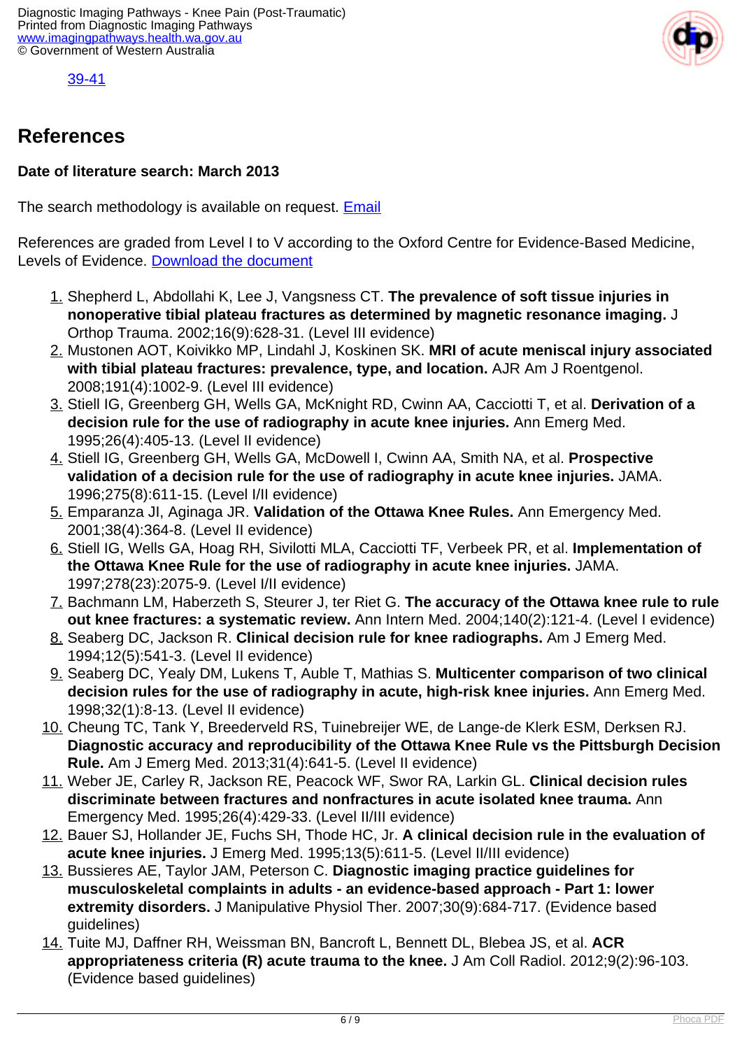39-41

## References

**Date of literature search: March 2013**

The search methodology is available on request. Email

References are graded from Level I to V according to the Oxford Centre for Evidence-Based Medicine, Levels of Evidence. Download the document

1. Shepherd L, Abdollahi K, Lee J, Vangsness CT. **The prevalence of soft tissue injuries in nonoperative tibial plateau fractures as determined by magnetic resonance imaging.** J Orthop Trauma. 2002;16(9):628-31. (Level III evidence)
2. Mustonen AOT, Koivikko MP, Lindahl J, Koskinen SK. **MRI of acute meniscal injury associated with tibial plateau fractures: prevalence, type, and location.** AJR Am J Roentgenol. 2008;191(4):1002-9. (Level III evidence)
3. Stiell IG, Greenberg GH, Wells GA, McKnight RD, Cwinn AA, Cacciotti T, et al. **Derivation of a decision rule for the use of radiography in acute knee injuries.** Ann Emerg Med. 1995;26(4):405-13. (Level II evidence)
4. Stiell IG, Greenberg GH, Wells GA, McDowell I, Cwinn AA, Smith NA, et al. **Prospective validation of a decision rule for the use of radiography in acute knee injuries.** JAMA. 1996;275(8):611-15. (Level I/II evidence)
5. Emparanza JI, Aginaga JR. **Validation of the Ottawa Knee Rules.** Ann Emergency Med. 2001;38(4):364-8. (Level II evidence)
6. Stiell IG, Wells GA, Hoag RH, Sivilotti MLA, Cacciotti TF, Verbeek PR, et al. **Implementation of the Ottawa Knee Rule for the use of radiography in acute knee injuries.** JAMA. 1997;278(23):2075-9. (Level I/II evidence)
7. Bachmann LM, Haberzeth S, Steurer J, ter Riet G. **The accuracy of the Ottawa knee rule to rule out knee fractures: a systematic review.** Ann Intern Med. 2004;140(2):121-4. (Level I evidence)
8. Seaberg DC, Jackson R. **Clinical decision rule for knee radiographs.** Am J Emerg Med. 1994;12(5):541-3. (Level II evidence)
9. Seaberg DC, Yealy DM, Lukens T, Auble T, Mathias S. **Multicenter comparison of two clinical decision rules for the use of radiography in acute, high-risk knee injuries.** Ann Emerg Med. 1998;32(1):8-13. (Level II evidence)
10. Cheung TC, Tank Y, Breederveld RS, Tuinebreijer WE, de Lange-de Klerk ESM, Derksen RJ. **Diagnostic accuracy and reproducibility of the Ottawa Knee Rule vs the Pittsburgh Decision Rule.** Am J Emerg Med. 2013;31(4):641-5. (Level II evidence)
11. Weber JE, Carley R, Jackson RE, Peacock WF, Swor RA, Larkin GL. **Clinical decision rules discriminate between fractures and nonfractures in acute isolated knee trauma.** Ann Emergency Med. 1995;26(4):429-33. (Level II/III evidence)
12. Bauer SJ, Hollander JE, Fuchs SH, Thode HC, Jr. **A clinical decision rule in the evaluation of acute knee injuries.** J Emerg Med. 1995;13(5):611-5. (Level II/III evidence)
13. Bussieres AE, Taylor JAM, Peterson C. **Diagnostic imaging practice guidelines for musculoskeletal complaints in adults - an evidence-based approach - Part 1: lower extremity disorders.** J Manipulative Physiol Ther. 2007;30(9):684-717. (Evidence based guidelines)
14. Tuite MJ, Daffner RH, Weissman BN, Bancroft L, Bennett DL, Blebea JS, et al. **ACR appropriateness criteria (R) acute trauma to the knee.** J Am Coll Radiol. 2012;9(2):96-103. (Evidence based guidelines)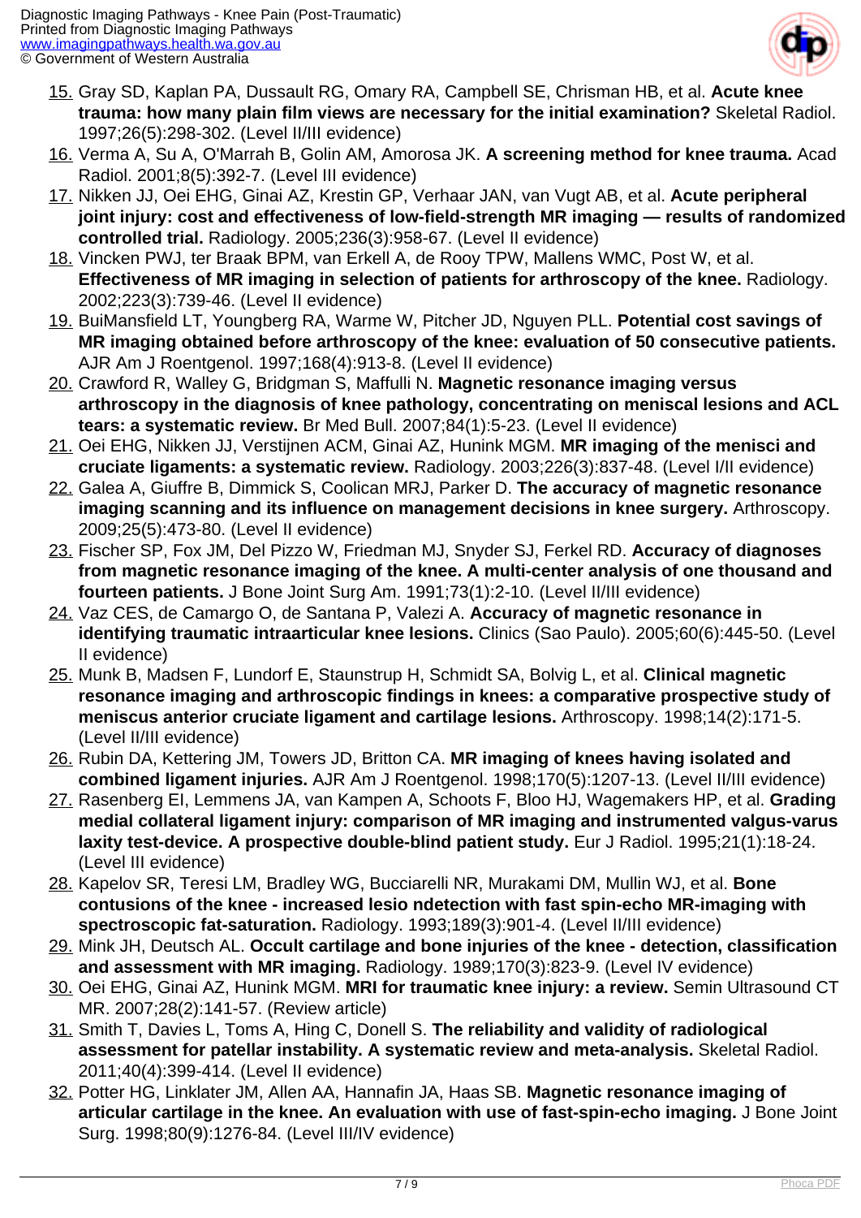15. Gray SD, Kaplan PA, Dussault RG, Omary RA, Campbell SE, Chrisman HB, et al. **Acute knee trauma: how many plain film views are necessary for the initial examination?** Skeletal Radiol. 1997;26(5):298-302. (Level II/III evidence)
16. Verma A, Su A, O'Marrah B, Golin AM, Amorosa JK. **A screening method for knee trauma.** Acad Radiol. 2001;8(5):392-7. (Level III evidence)
17. Nikken JJ, Oei EHG, Ginai AZ, Krestin GP, Verhaar JAN, van Vugt AB, et al. **Acute peripheral joint injury: cost and effectiveness of low-field-strength MR imaging — results of randomized controlled trial.** Radiology. 2005;236(3):958-67. (Level II evidence)
18. Vincken PWJ, ter Braak BPM, van Erkell A, de Rooy TPW, Mallens WMC, Post W, et al. **Effectiveness of MR imaging in selection of patients for arthroscopy of the knee.** Radiology. 2002;223(3):739-46. (Level II evidence)
19. BuiMansfield LT, Youngberg RA, Warme W, Pitcher JD, Nguyen PLL. **Potential cost savings of MR imaging obtained before arthroscopy of the knee: evaluation of 50 consecutive patients.** AJR Am J Roentgenol. 1997;168(4):913-8. (Level II evidence)
20. Crawford R, Walley G, Bridgman S, Maffulli N. **Magnetic resonance imaging versus arthroscopy in the diagnosis of knee pathology, concentrating on meniscal lesions and ACL tears: a systematic review.** Br Med Bull. 2007;84(1):5-23. (Level II evidence)
21. Oei EHG, Nikken JJ, Verstijnen ACM, Ginai AZ, Hunink MGM. **MR imaging of the menisci and cruciate ligaments: a systematic review.** Radiology. 2003;226(3):837-48. (Level I/II evidence)
22. Galea A, Giuffre B, Dimmick S, Coolican MRJ, Parker D. **The accuracy of magnetic resonance imaging scanning and its influence on management decisions in knee surgery.** Arthroscopy. 2009;25(5):473-80. (Level II evidence)
23. Fischer SP, Fox JM, Del Pizzo W, Friedman MJ, Snyder SJ, Ferkel RD. **Accuracy of diagnoses from magnetic resonance imaging of the knee. A multi-center analysis of one thousand and fourteen patients.** J Bone Joint Surg Am. 1991;73(1):2-10. (Level II/III evidence)
24. Vaz CES, de Camargo O, de Santana P, Valezi A. **Accuracy of magnetic resonance in identifying traumatic intraarticular knee lesions.** Clinics (Sao Paulo). 2005;60(6):445-50. (Level II evidence)
25. Munk B, Madsen F, Lundorf E, Staunstrup H, Schmidt SA, Bolvig L, et al. **Clinical magnetic resonance imaging and arthroscopic findings in knees: a comparative prospective study of meniscus anterior cruciate ligament and cartilage lesions.** Arthroscopy. 1998;14(2):171-5. (Level II/III evidence)
26. Rubin DA, Kettering JM, Towers JD, Britton CA. **MR imaging of knees having isolated and combined ligament injuries.** AJR Am J Roentgenol. 1998;170(5):1207-13. (Level II/III evidence)
27. Rasenberg EI, Lemmens JA, van Kampen A, Schoots F, Bloo HJ, Wagemakers HP, et al. **Grading medial collateral ligament injury: comparison of MR imaging and instrumented valgus-varus laxity test-device. A prospective double-blind patient study.** Eur J Radiol. 1995;21(1):18-24. (Level III evidence)
28. Kapelov SR, Teresi LM, Bradley WG, Bucciarelli NR, Murakami DM, Mullin WJ, et al. **Bone contusions of the knee - increased lesio ndetection with fast spin-echo MR-imaging with spectroscopic fat-saturation.** Radiology. 1993;189(3):901-4. (Level II/III evidence)
29. Mink JH, Deutsch AL. **Occult cartilage and bone injuries of the knee - detection, classification and assessment with MR imaging.** Radiology. 1989;170(3):823-9. (Level IV evidence)
30. Oei EHG, Ginai AZ, Hunink MGM. **MRI for traumatic knee injury: a review.** Semin Ultrasound CT MR. 2007;28(2):141-57. (Review article)
31. Smith T, Davies L, Toms A, Hing C, Donell S. **The reliability and validity of radiological assessment for patellar instability. A systematic review and meta-analysis.** Skeletal Radiol. 2011;40(4):399-414. (Level II evidence)
32. Potter HG, Linklater JM, Allen AA, Hannafin JA, Haas SB. **Magnetic resonance imaging of articular cartilage in the knee. An evaluation with use of fast-spin-echo imaging.** J Bone Joint Surg. 1998;80(9):1276-84. (Level III/IV evidence)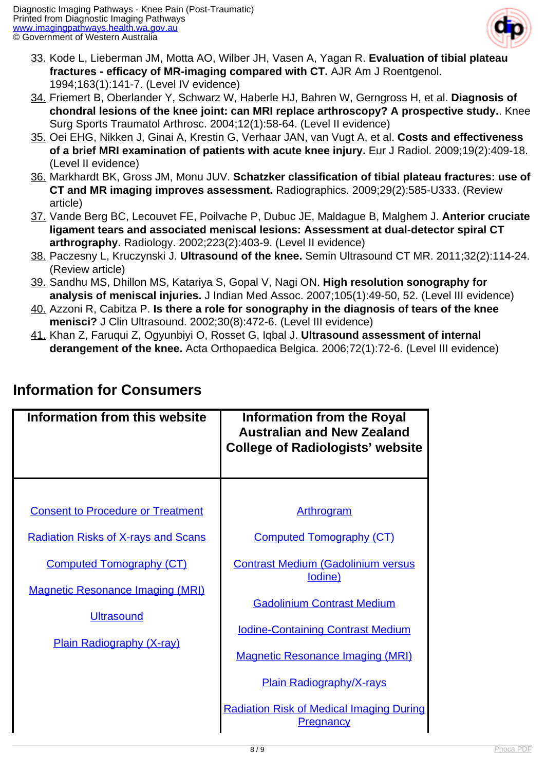33. Kode L, Lieberman JM, Motta AO, Wilber JH, Vasen A, Yagan R. **Evaluation of tibial plateau fractures - efficacy of MR-imaging compared with CT.** AJR Am J Roentgenol. 1994;163(1):141-7. (Level IV evidence)
34. Friemert B, Oberlander Y, Schwarz W, Haberle HJ, Bahren W, Gerngross H, et al. **Diagnosis of chondral lesions of the knee joint: can MRI replace arthroscopy? A prospective study.**. Knee Surg Sports Traumatol Arthrosc. 2004;12(1):58-64. (Level II evidence)
35. Oei EHG, Nikken J, Ginai A, Krestin G, Verhaar JAN, van Vugt A, et al. **Costs and effectiveness of a brief MRI examination of patients with acute knee injury.** Eur J Radiol. 2009;19(2):409-18. (Level II evidence)
36. Markhardt BK, Gross JM, Monu JUV. **Schatzker classification of tibial plateau fractures: use of CT and MR imaging improves assessment.** Radiographics. 2009;29(2):585-U333. (Review article)
37. Vande Berg BC, Lecouvet FE, Poilvache P, Dubuc JE, Maldague B, Malghem J. **Anterior cruciate ligament tears and associated meniscal lesions: Assessment at dual-detector spiral CT arthrography.** Radiology. 2002;223(2):403-9. (Level II evidence)
38. Paczesny L, Kruczynski J. **Ultrasound of the knee.** Semin Ultrasound CT MR. 2011;32(2):114-24. (Review article)
39. Sandhu MS, Dhillon MS, Katariya S, Gopal V, Nagi ON. **High resolution sonography for analysis of meniscal injuries.** J Indian Med Assoc. 2007;105(1):49-50, 52. (Level III evidence)
40. Azzoni R, Cabitza P. **Is there a role for sonography in the diagnosis of tears of the knee menisci?** J Clin Ultrasound. 2002;30(8):472-6. (Level III evidence)
41. Khan Z, Faruqui Z, Ogyunbiyi O, Rosset G, Iqbal J. **Ultrasound assessment of internal derangement of the knee.** Acta Orthopaedica Belgica. 2006;72(1):72-6. (Level III evidence)

## Information for Consumers

| Information from this website | Information from the Royal Australian and New Zealand College of Radiologists' website |
|---|---|
| Consent to Procedure or Treatment | Arthrogram |
| Radiation Risks of X-rays and Scans | Computed Tomography (CT) |
| Computed Tomography (CT) | Contrast Medium (Gadolinium versus Iodine) |
| Magnetic Resonance Imaging (MRI) | Gadolinium Contrast Medium |
| Ultrasound | Iodine-Containing Contrast Medium |
| Plain Radiography (X-ray) | Magnetic Resonance Imaging (MRI) |
| | Plain Radiography/X-rays |
| | Radiation Risk of Medical Imaging During Pregnancy |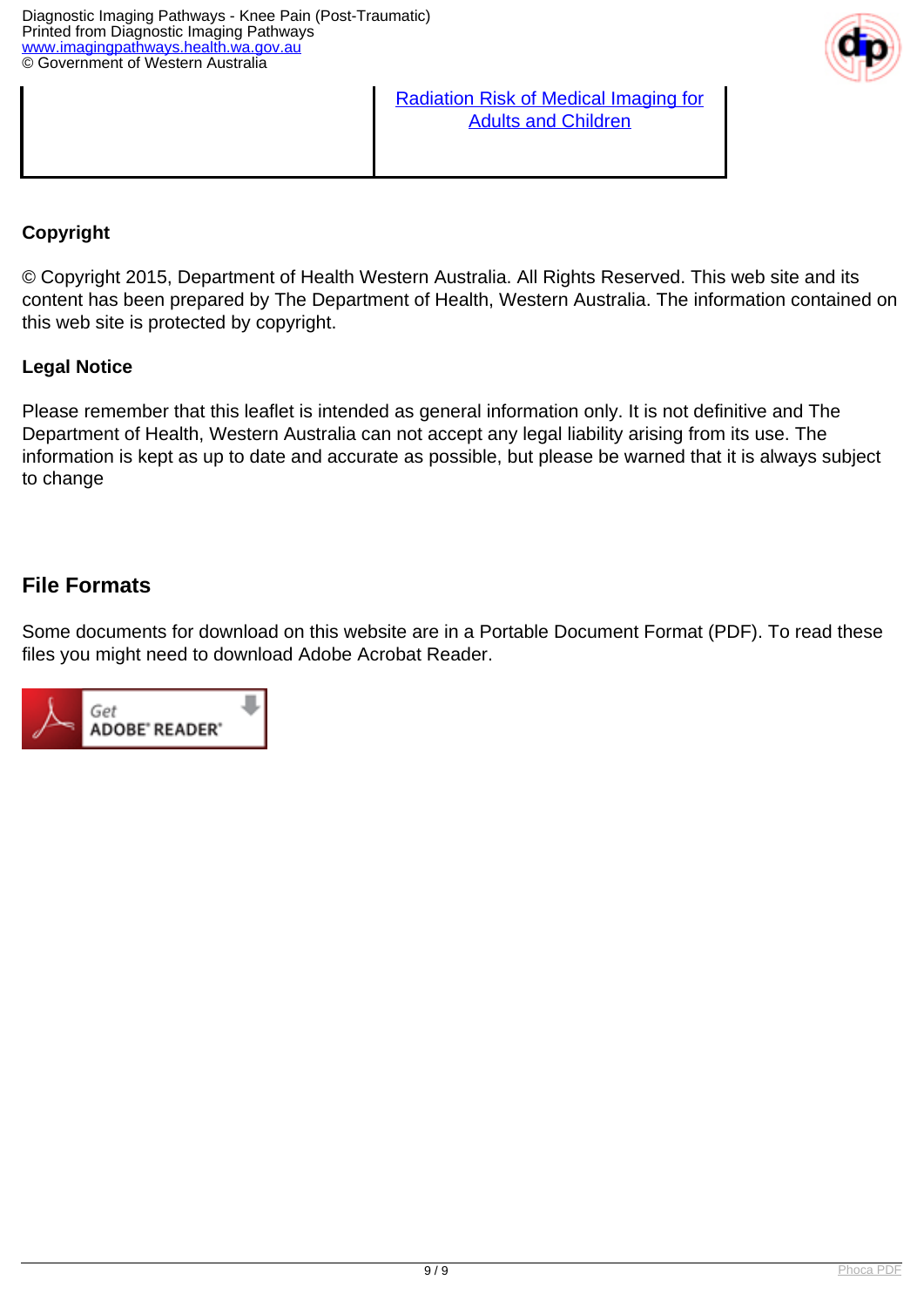| | |
|---|---|
| | Radiation Risk of Medical Imaging for Adults and Children |

**Copyright**

© Copyright 2015, Department of Health Western Australia. All Rights Reserved. This web site and its content has been prepared by The Department of Health, Western Australia. The information contained on this web site is protected by copyright.

**Legal Notice**

Please remember that this leaflet is intended as general information only. It is not definitive and The Department of Health, Western Australia can not accept any legal liability arising from its use. The information is kept as up to date and accurate as possible, but please be warned that it is always subject to change

## File Formats

Some documents for download on this website are in a Portable Document Format (PDF). To read these files you might need to download Adobe Acrobat Reader.

Get ADOBE® READER®